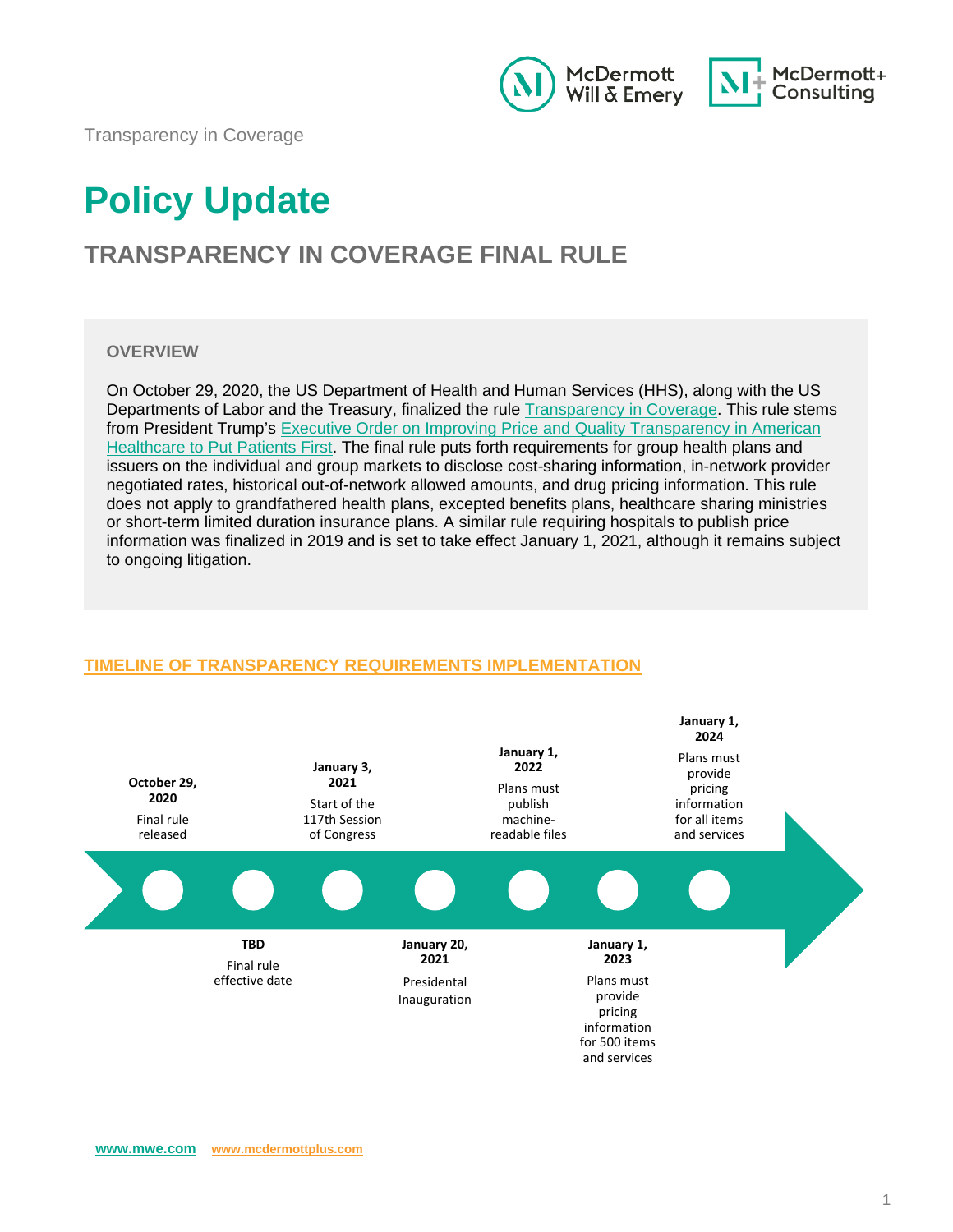Transparency in Coverage

# Policy Update

## TRANSPARENCY IN COVERAGE FINAL RULE

### OVERVIEW

On October 29, 2020, the US Department of Health and Human Services (HHS), along with the US Departments of Labor and the Treasury, finalized the rule Transparency in Coverage. This rule stems from President Trump's Executive Order on Improving Price and Quality Transparency in American Healthcare to Put Patients First. The final rule puts forth requirements for group health plans and issuers on the individual and group markets to disclose cost-sharing information, in-network provider negotiated rates, historical out-of-network allowed amounts, and drug pricing information. This rule does not apply to grandfathered health plans, excepted benefits plans, healthcare sharing ministries or short-term limited duration insurance plans. A similar rule requiring hospitals to publish price information was finalized in 2019 and is set to take effect January 1, 2021, although it remains subject to ongoing litigation.

### TIMELINE OF TRANSPARENCY REQUIREMENTS IMPLEMENTATION

- **October 29, 2020** – Final rule released
- **TBD** – Final rule effective date
- **January 3, 2021** – Start of the 117th Session of Congress
- **January 20, 2021** – Presidential Inauguration
- **January 1, 2022** – Plans must publish machine-readable files
- **January 1, 2023** – Plans must provide pricing information for 500 items and services
- **January 1, 2024** – Plans must provide pricing information for all items and services

www.mwe.com www.mcdermottplus.com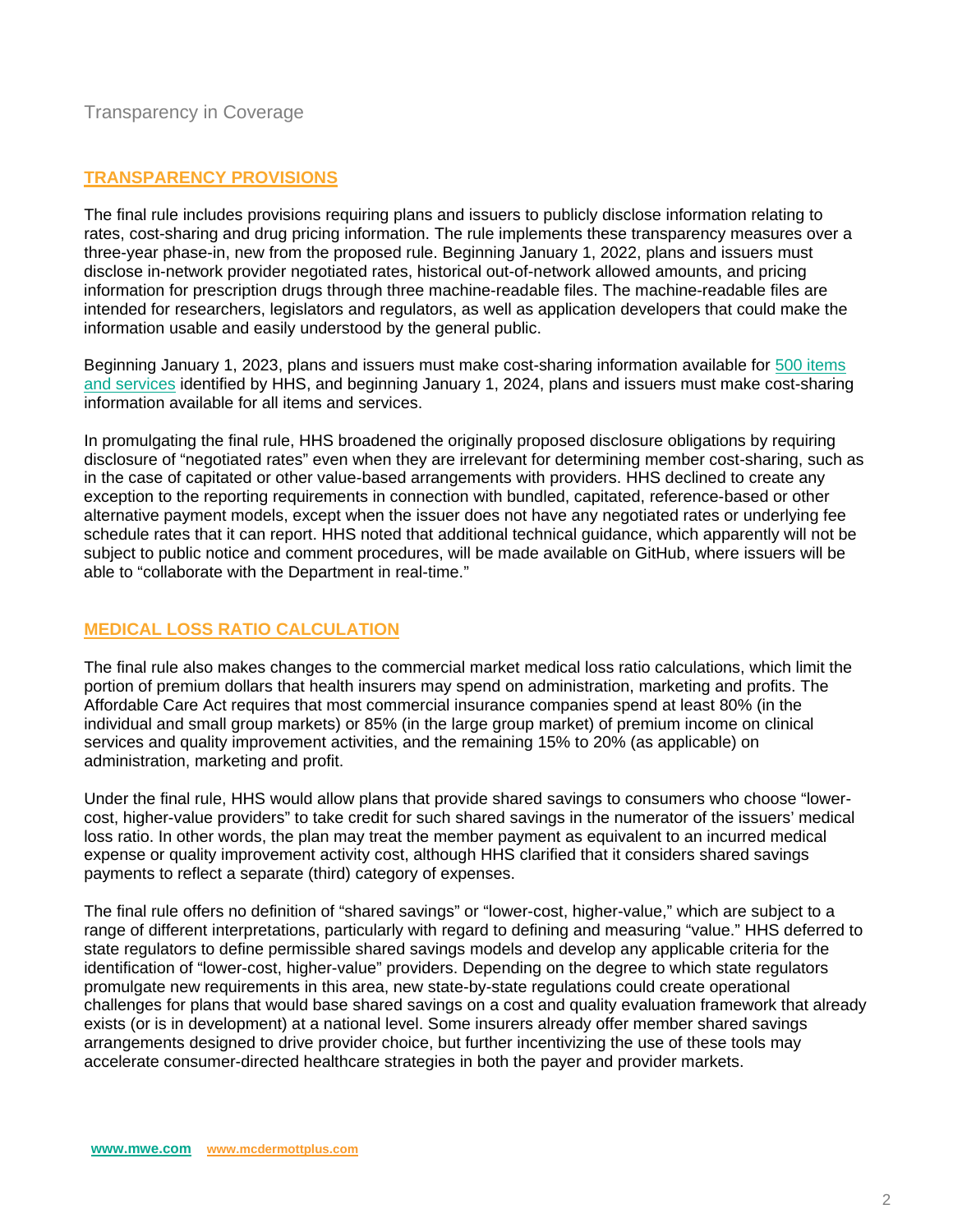## TRANSPARENCY PROVISIONS

The final rule includes provisions requiring plans and issuers to publicly disclose information relating to rates, cost-sharing and drug pricing information. The rule implements these transparency measures over a three-year phase-in, new from the proposed rule. Beginning January 1, 2022, plans and issuers must disclose in-network provider negotiated rates, historical out-of-network allowed amounts, and pricing information for prescription drugs through three machine-readable files. The machine-readable files are intended for researchers, legislators and regulators, as well as application developers that could make the information usable and easily understood by the general public.

Beginning January 1, 2023, plans and issuers must make cost-sharing information available for 500 items and services identified by HHS, and beginning January 1, 2024, plans and issuers must make cost-sharing information available for all items and services.

In promulgating the final rule, HHS broadened the originally proposed disclosure obligations by requiring disclosure of "negotiated rates" even when they are irrelevant for determining member cost-sharing, such as in the case of capitated or other value-based arrangements with providers. HHS declined to create any exception to the reporting requirements in connection with bundled, capitated, reference-based or other alternative payment models, except when the issuer does not have any negotiated rates or underlying fee schedule rates that it can report. HHS noted that additional technical guidance, which apparently will not be subject to public notice and comment procedures, will be made available on GitHub, where issuers will be able to "collaborate with the Department in real-time."

## MEDICAL LOSS RATIO CALCULATION

The final rule also makes changes to the commercial market medical loss ratio calculations, which limit the portion of premium dollars that health insurers may spend on administration, marketing and profits. The Affordable Care Act requires that most commercial insurance companies spend at least 80% (in the individual and small group markets) or 85% (in the large group market) of premium income on clinical services and quality improvement activities, and the remaining 15% to 20% (as applicable) on administration, marketing and profit.

Under the final rule, HHS would allow plans that provide shared savings to consumers who choose "lower-cost, higher-value providers" to take credit for such shared savings in the numerator of the issuers' medical loss ratio. In other words, the plan may treat the member payment as equivalent to an incurred medical expense or quality improvement activity cost, although HHS clarified that it considers shared savings payments to reflect a separate (third) category of expenses.

The final rule offers no definition of "shared savings" or "lower-cost, higher-value," which are subject to a range of different interpretations, particularly with regard to defining and measuring "value." HHS deferred to state regulators to define permissible shared savings models and develop any applicable criteria for the identification of "lower-cost, higher-value" providers. Depending on the degree to which state regulators promulgate new requirements in this area, new state-by-state regulations could create operational challenges for plans that would base shared savings on a cost and quality evaluation framework that already exists (or is in development) at a national level. Some insurers already offer member shared savings arrangements designed to drive provider choice, but further incentivizing the use of these tools may accelerate consumer-directed healthcare strategies in both the payer and provider markets.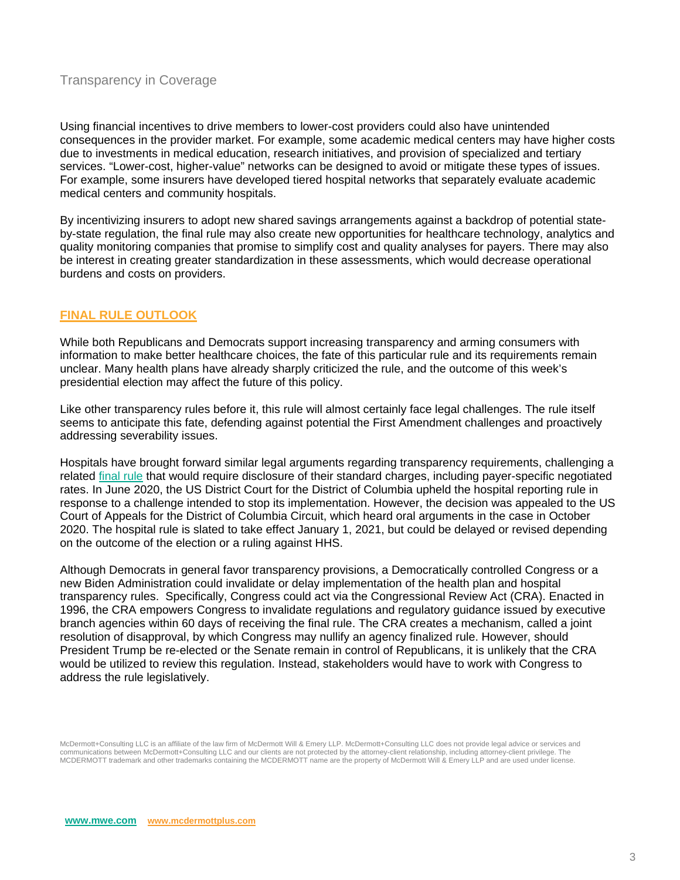Using financial incentives to drive members to lower-cost providers could also have unintended consequences in the provider market. For example, some academic medical centers may have higher costs due to investments in medical education, research initiatives, and provision of specialized and tertiary services. "Lower-cost, higher-value" networks can be designed to avoid or mitigate these types of issues. For example, some insurers have developed tiered hospital networks that separately evaluate academic medical centers and community hospitals.

By incentivizing insurers to adopt new shared savings arrangements against a backdrop of potential state-by-state regulation, the final rule may also create new opportunities for healthcare technology, analytics and quality monitoring companies that promise to simplify cost and quality analyses for payers. There may also be interest in creating greater standardization in these assessments, which would decrease operational burdens and costs on providers.

## FINAL RULE OUTLOOK

While both Republicans and Democrats support increasing transparency and arming consumers with information to make better healthcare choices, the fate of this particular rule and its requirements remain unclear. Many health plans have already sharply criticized the rule, and the outcome of this week's presidential election may affect the future of this policy.

Like other transparency rules before it, this rule will almost certainly face legal challenges. The rule itself seems to anticipate this fate, defending against potential the First Amendment challenges and proactively addressing severability issues.

Hospitals have brought forward similar legal arguments regarding transparency requirements, challenging a related final rule that would require disclosure of their standard charges, including payer-specific negotiated rates. In June 2020, the US District Court for the District of Columbia upheld the hospital reporting rule in response to a challenge intended to stop its implementation. However, the decision was appealed to the US Court of Appeals for the District of Columbia Circuit, which heard oral arguments in the case in October 2020. The hospital rule is slated to take effect January 1, 2021, but could be delayed or revised depending on the outcome of the election or a ruling against HHS.

Although Democrats in general favor transparency provisions, a Democratically controlled Congress or a new Biden Administration could invalidate or delay implementation of the health plan and hospital transparency rules. Specifically, Congress could act via the Congressional Review Act (CRA). Enacted in 1996, the CRA empowers Congress to invalidate regulations and regulatory guidance issued by executive branch agencies within 60 days of receiving the final rule. The CRA creates a mechanism, called a joint resolution of disapproval, by which Congress may nullify an agency finalized rule. However, should President Trump be re-elected or the Senate remain in control of Republicans, it is unlikely that the CRA would be utilized to review this regulation. Instead, stakeholders would have to work with Congress to address the rule legislatively.

McDermott+Consulting LLC is an affiliate of the law firm of McDermott Will & Emery LLP. McDermott+Consulting LLC does not provide legal advice or services and communications between McDermott+Consulting LLC and our clients are not protected by the attorney-client relationship, including attorney-client privilege. The MCDERMOTT trademark and other trademarks containing the MCDERMOTT name are the property of McDermott Will & Emery LLP and are used under license.

www.mwe.com www.mcdermottplus.com